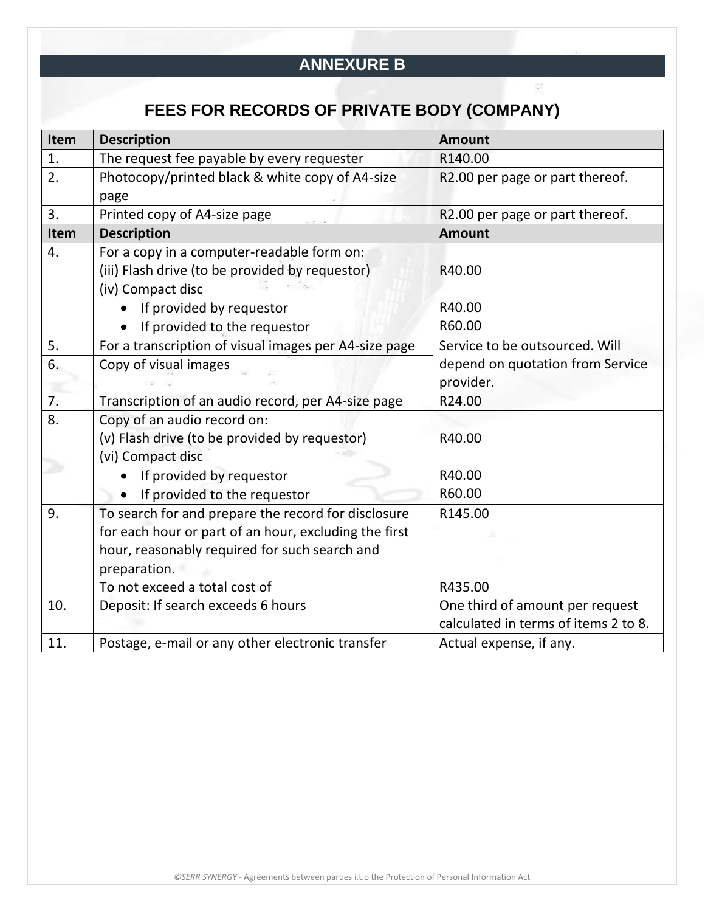# ANNEXURE B

## FEES FOR RECORDS OF PRIVATE BODY (COMPANY)

| Item | Description | Amount |
|---|---|---|
| 1. | The request fee payable by every requester | R140.00 |
| 2. | Photocopy/printed black & white copy of A4-size page | R2.00 per page or part thereof. |
| 3. | Printed copy of A4-size page | R2.00 per page or part thereof. |
| **Item** | **Description** | **Amount** |
| 4. | For a copy in a computer-readable form on:<br>(iii) Flash drive (to be provided by requestor)<br>(iv) Compact disc<br>• If provided by requestor<br>• If provided to the requestor | <br>R40.00<br><br>R40.00<br>R60.00 |
| 5. | For a transcription of visual images per A4-size page | Service to be outsourced. Will depend on quotation from Service provider. |
| 6. | Copy of visual images | |
| 7. | Transcription of an audio record, per A4-size page | R24.00 |
| 8. | Copy of an audio record on:<br>(v) Flash drive (to be provided by requestor)<br>(vi) Compact disc<br>• If provided by requestor<br>• If provided to the requestor | <br>R40.00<br><br>R40.00<br>R60.00 |
| 9. | To search for and prepare the record for disclosure for each hour or part of an hour, excluding the first hour, reasonably required for such search and preparation.<br>To not exceed a total cost of | R145.00<br><br><br><br>R435.00 |
| 10. | Deposit: If search exceeds 6 hours | One third of amount per request calculated in terms of items 2 to 8. |
| 11. | Postage, e-mail or any other electronic transfer | Actual expense, if any. |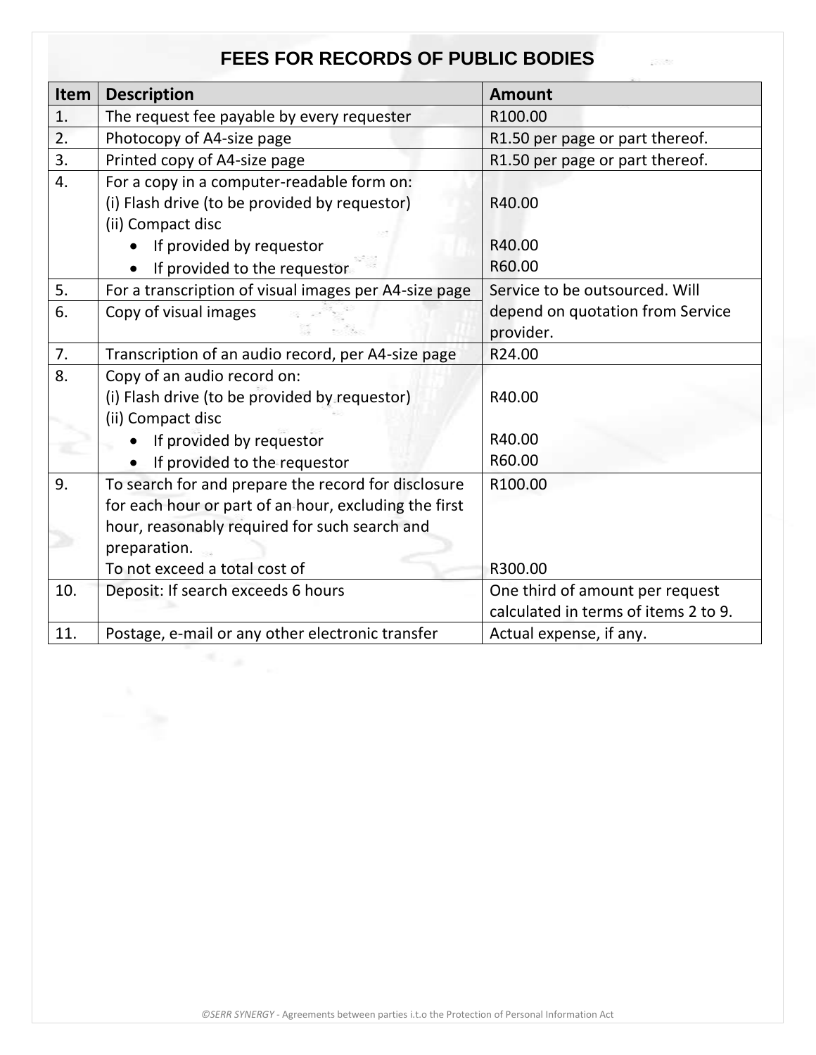# FEES FOR RECORDS OF PUBLIC BODIES

| Item | Description | Amount |
|---|---|---|
| 1. | The request fee payable by every requester | R100.00 |
| 2. | Photocopy of A4-size page | R1.50 per page or part thereof. |
| 3. | Printed copy of A4-size page | R1.50 per page or part thereof. |
| 4. | For a copy in a computer-readable form on:<br>(i) Flash drive (to be provided by requestor)<br>(ii) Compact disc<br>• If provided by requestor<br>• If provided to the requestor | <br>R40.00<br><br>R40.00<br>R60.00 |
| 5. | For a transcription of visual images per A4-size page | Service to be outsourced. Will depend on quotation from Service provider. |
| 6. | Copy of visual images | |
| 7. | Transcription of an audio record, per A4-size page | R24.00 |
| 8. | Copy of an audio record on:<br>(i) Flash drive (to be provided by requestor)<br>(ii) Compact disc<br>• If provided by requestor<br>• If provided to the requestor | <br>R40.00<br><br>R40.00<br>R60.00 |
| 9. | To search for and prepare the record for disclosure for each hour or part of an hour, excluding the first hour, reasonably required for such search and preparation.<br>To not exceed a total cost of | R100.00<br><br><br><br>R300.00 |
| 10. | Deposit: If search exceeds 6 hours | One third of amount per request calculated in terms of items 2 to 9. |
| 11. | Postage, e-mail or any other electronic transfer | Actual expense, if any. |